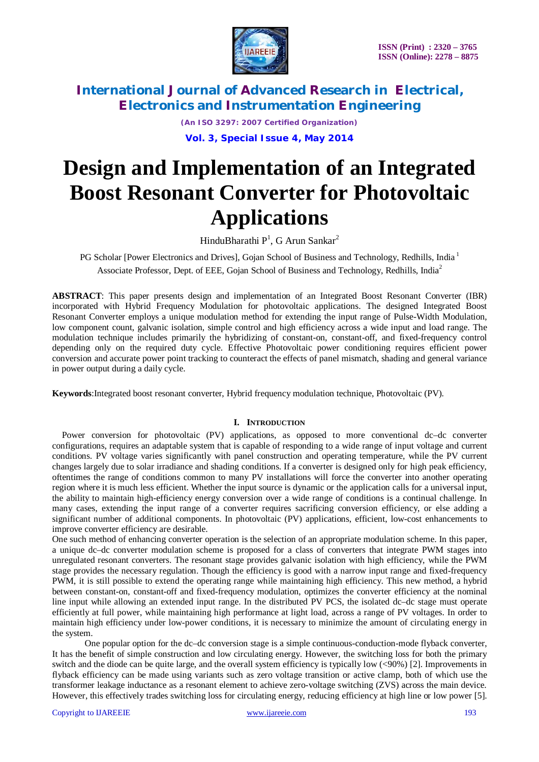# Design and Implementation of an Integrated Boost Resonant Converter for Photovoltaic Applications

HinduBharathi P[1], G Arun Sankar[2]

PG Scholar [Power Electronics and Drives], Gojan School of Business and Technology, Redhills, India [1]

Associate Professor, Dept. of EEE, Gojan School of Business and Technology, Redhills, India[2]

**ABSTRACT**: This paper presents design and implementation of an Integrated Boost Resonant Converter (IBR) incorporated with Hybrid Frequency Modulation for photovoltaic applications. The designed Integrated Boost Resonant Converter employs a unique modulation method for extending the input range of Pulse-Width Modulation, low component count, galvanic isolation, simple control and high efficiency across a wide input and load range. The modulation technique includes primarily the hybridizing of constant-on, constant-off, and fixed-frequency control depending only on the required duty cycle. Effective Photovoltaic power conditioning requires efficient power conversion and accurate power point tracking to counteract the effects of panel mismatch, shading and general variance in power output during a daily cycle.

**Keywords**:Integrated boost resonant converter, Hybrid frequency modulation technique, Photovoltaic (PV).

## I. INTRODUCTION

Power conversion for photovoltaic (PV) applications, as opposed to more conventional dc–dc converter configurations, requires an adaptable system that is capable of responding to a wide range of input voltage and current conditions. PV voltage varies significantly with panel construction and operating temperature, while the PV current changes largely due to solar irradiance and shading conditions. If a converter is designed only for high peak efficiency, oftentimes the range of conditions common to many PV installations will force the converter into another operating region where it is much less efficient. Whether the input source is dynamic or the application calls for a universal input, the ability to maintain high-efficiency energy conversion over a wide range of conditions is a continual challenge. In many cases, extending the input range of a converter requires sacrificing conversion efficiency, or else adding a significant number of additional components. In photovoltaic (PV) applications, efficient, low-cost enhancements to improve converter efficiency are desirable.

One such method of enhancing converter operation is the selection of an appropriate modulation scheme. In this paper, a unique dc–dc converter modulation scheme is proposed for a class of converters that integrate PWM stages into unregulated resonant converters. The resonant stage provides galvanic isolation with high efficiency, while the PWM stage provides the necessary regulation. Though the efficiency is good with a narrow input range and fixed-frequency PWM, it is still possible to extend the operating range while maintaining high efficiency. This new method, a hybrid between constant-on, constant-off and fixed-frequency modulation, optimizes the converter efficiency at the nominal line input while allowing an extended input range. In the distributed PV PCS, the isolated dc–dc stage must operate efficiently at full power, while maintaining high performance at light load, across a range of PV voltages. In order to maintain high efficiency under low-power conditions, it is necessary to minimize the amount of circulating energy in the system.

One popular option for the dc–dc conversion stage is a simple continuous-conduction-mode flyback converter, It has the benefit of simple construction and low circulating energy. However, the switching loss for both the primary switch and the diode can be quite large, and the overall system efficiency is typically low (<90%) [2]. Improvements in flyback efficiency can be made using variants such as zero voltage transition or active clamp, both of which use the transformer leakage inductance as a resonant element to achieve zero-voltage switching (ZVS) across the main device. However, this effectively trades switching loss for circulating energy, reducing efficiency at high line or low power [5].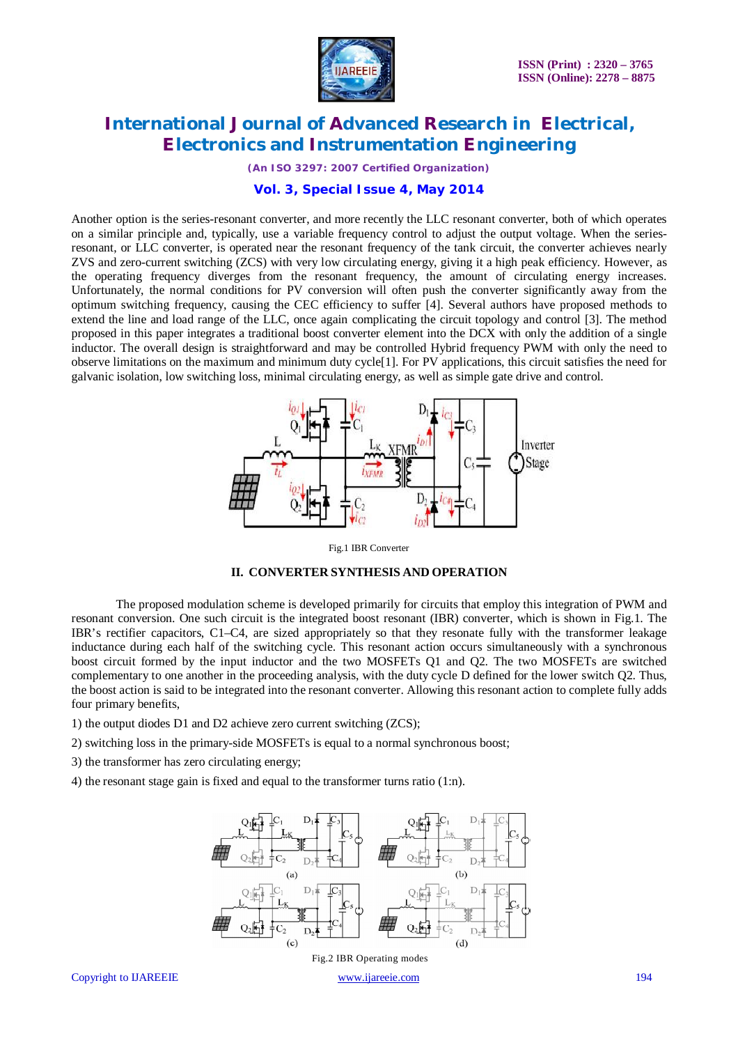Another option is the series-resonant converter, and more recently the LLC resonant converter, both of which operates on a similar principle and, typically, use a variable frequency control to adjust the output voltage. When the series-resonant, or LLC converter, is operated near the resonant frequency of the tank circuit, the converter achieves nearly ZVS and zero-current switching (ZCS) with very low circulating energy, giving it a high peak efficiency. However, as the operating frequency diverges from the resonant frequency, the amount of circulating energy increases. Unfortunately, the normal conditions for PV conversion will often push the converter significantly away from the optimum switching frequency, causing the CEC efficiency to suffer [4]. Several authors have proposed methods to extend the line and load range of the LLC, once again complicating the circuit topology and control [3]. The method proposed in this paper integrates a traditional boost converter element into the DCX with only the addition of a single inductor. The overall design is straightforward and may be controlled Hybrid frequency PWM with only the need to observe limitations on the maximum and minimum duty cycle[1]. For PV applications, this circuit satisfies the need for galvanic isolation, low switching loss, minimal circulating energy, as well as simple gate drive and control.

Fig.1 IBR Converter

## II. CONVERTER SYNTHESIS AND OPERATION

The proposed modulation scheme is developed primarily for circuits that employ this integration of PWM and resonant conversion. One such circuit is the integrated boost resonant (IBR) converter, which is shown in Fig.1. The IBR's rectifier capacitors, C1–C4, are sized appropriately so that they resonate fully with the transformer leakage inductance during each half of the switching cycle. This resonant action occurs simultaneously with a synchronous boost circuit formed by the input inductor and the two MOSFETs Q1 and Q2. The two MOSFETs are switched complementary to one another in the proceeding analysis, with the duty cycle D defined for the lower switch Q2. Thus, the boost action is said to be integrated into the resonant converter. Allowing this resonant action to complete fully adds four primary benefits,

1) the output diodes D1 and D2 achieve zero current switching (ZCS);

2) switching loss in the primary-side MOSFETs is equal to a normal synchronous boost;

3) the transformer has zero circulating energy;

4) the resonant stage gain is fixed and equal to the transformer turns ratio (1:n).

Fig.2 IBR Operating modes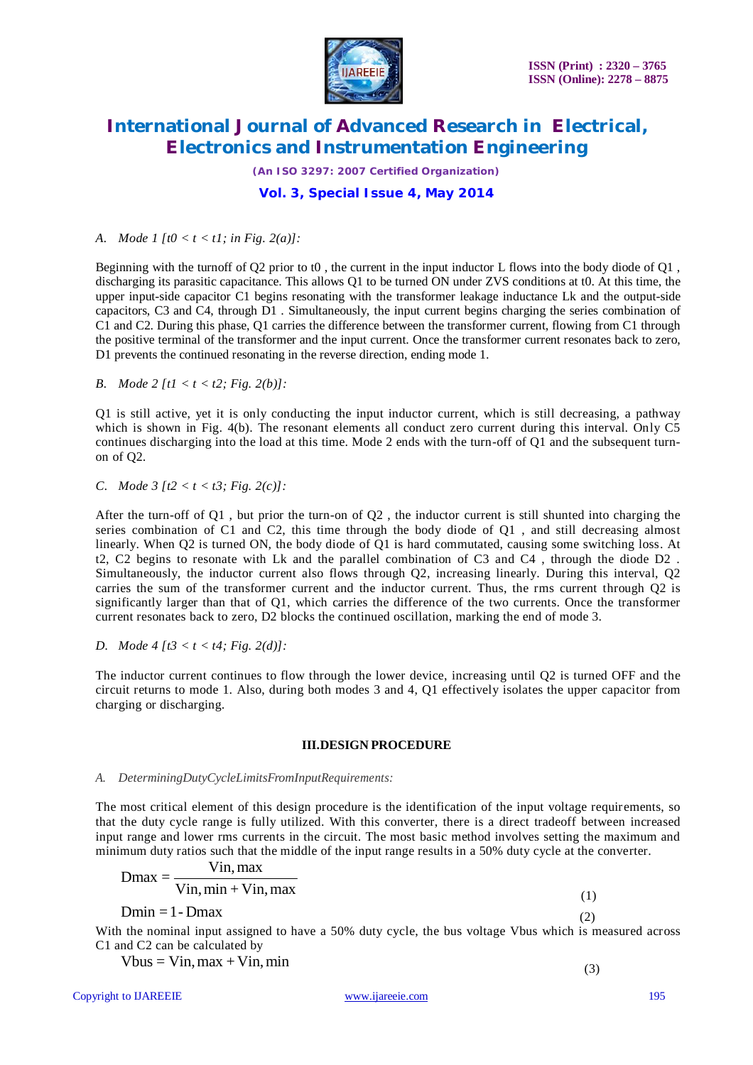### A. Mode 1 [t0 < t < t1; in Fig. 2(a)]:

Beginning with the turnoff of Q2 prior to t0 , the current in the input inductor L flows into the body diode of Q1 , discharging its parasitic capacitance. This allows Q1 to be turned ON under ZVS conditions at t0. At this time, the upper input-side capacitor C1 begins resonating with the transformer leakage inductance Lk and the output-side capacitors, C3 and C4, through D1 . Simultaneously, the input current begins charging the series combination of C1 and C2. During this phase, Q1 carries the difference between the transformer current, flowing from C1 through the positive terminal of the transformer and the input current. Once the transformer current resonates back to zero, D1 prevents the continued resonating in the reverse direction, ending mode 1.

### B. Mode 2 [t1 < t < t2; Fig. 2(b)]:

Q1 is still active, yet it is only conducting the input inductor current, which is still decreasing, a pathway which is shown in Fig. 4(b). The resonant elements all conduct zero current during this interval. Only C5 continues discharging into the load at this time. Mode 2 ends with the turn-off of Q1 and the subsequent turn-on of Q2.

### C. Mode 3 [t2 < t < t3; Fig. 2(c)]:

After the turn-off of Q1 , but prior the turn-on of Q2 , the inductor current is still shunted into charging the series combination of C1 and C2, this time through the body diode of Q1 , and still decreasing almost linearly. When Q2 is turned ON, the body diode of Q1 is hard commutated, causing some switching loss. At t2, C2 begins to resonate with Lk and the parallel combination of C3 and C4 , through the diode D2 . Simultaneously, the inductor current also flows through Q2, increasing linearly. During this interval, Q2 carries the sum of the transformer current and the inductor current. Thus, the rms current through Q2 is significantly larger than that of Q1, which carries the difference of the two currents. Once the transformer current resonates back to zero, D2 blocks the continued oscillation, marking the end of mode 3.

### D. Mode 4 [t3 < t < t4; Fig. 2(d)]:

The inductor current continues to flow through the lower device, increasing until Q2 is turned OFF and the circuit returns to mode 1. Also, during both modes 3 and 4, Q1 effectively isolates the upper capacitor from charging or discharging.

## III.DESIGN PROCEDURE

### A. DeterminingDutyCycleLimitsFromInputRequirements:

The most critical element of this design procedure is the identification of the input voltage requirements, so that the duty cycle range is fully utilized. With this converter, there is a direct tradeoff between increased input range and lower rms currents in the circuit. The most basic method involves setting the maximum and minimum duty ratios such that the middle of the input range results in a 50% duty cycle at the converter.

$$\text{Dmax} = \frac{\text{Vin, max}}{\text{Vin, min} + \text{Vin, max}} \tag{1}$$

$$\text{Dmin} = 1 - \text{Dmax} \tag{2}$$

With the nominal input assigned to have a 50% duty cycle, the bus voltage Vbus which is measured across C1 and C2 can be calculated by

$$\text{Vbus} = \text{Vin, max} + \text{Vin, min} \tag{3}$$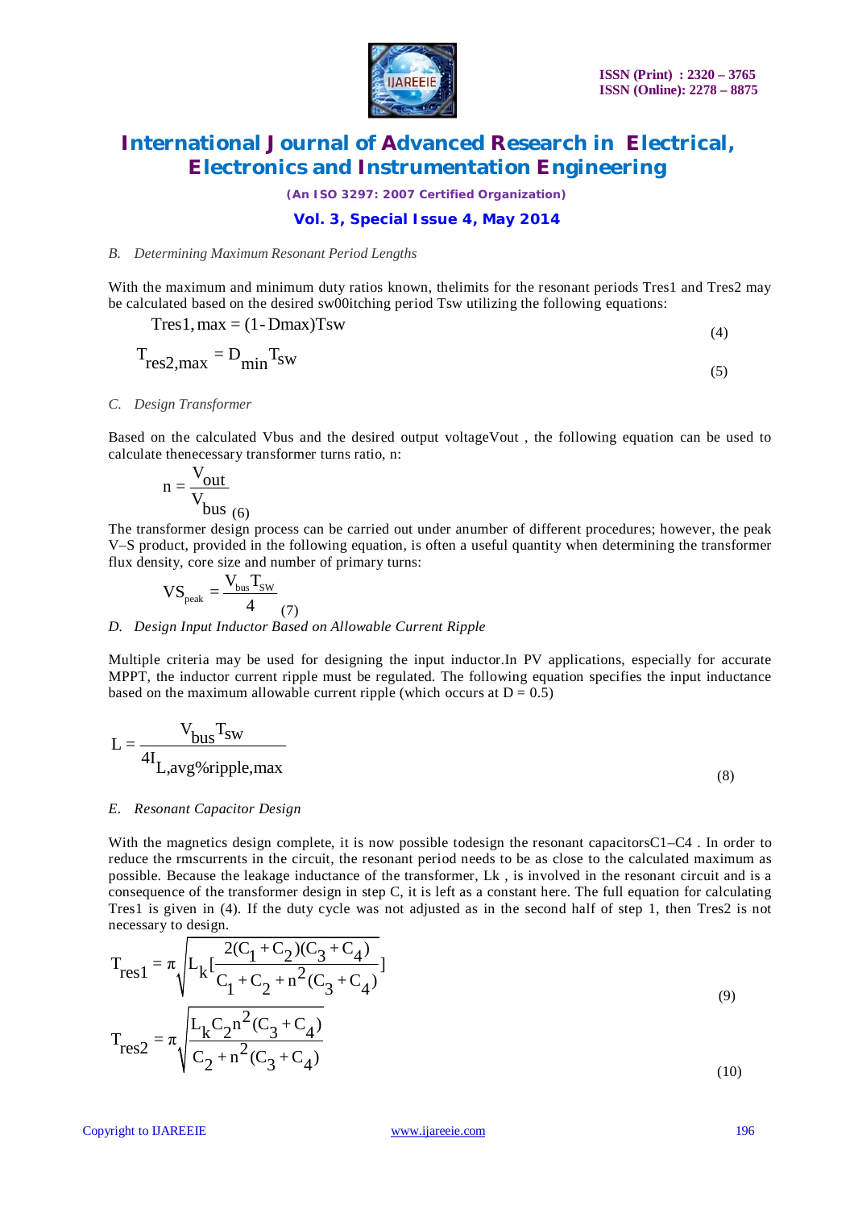*B. Determining Maximum Resonant Period Lengths*

With the maximum and minimum duty ratios known, thelimits for the resonant periods Tres1 and Tres2 may be calculated based on the desired sw00itching period Tsw utilizing the following equations:

$$\text{Tres1, max} = (1 - \text{Dmax})\text{Tsw} \tag{4}$$

$$T_{res2,max} = D_{min} T_{sw} \tag{5}$$

*C. Design Transformer*

Based on the calculated Vbus and the desired output voltageVout , the following equation can be used to calculate thenecessary transformer turns ratio, n:

$$n = \frac{V_{out}}{V_{bus}} \tag{6}$$

The transformer design process can be carried out under anumber of different procedures; however, the peak V–S product, provided in the following equation, is often a useful quantity when determining the transformer flux density, core size and number of primary turns:

$$VS_{peak} = \frac{V_{bus} T_{SW}}{4} \tag{7}$$

*D. Design Input Inductor Based on Allowable Current Ripple*

Multiple criteria may be used for designing the input inductor.In PV applications, especially for accurate MPPT, the inductor current ripple must be regulated. The following equation specifies the input inductance based on the maximum allowable current ripple (which occurs at D = 0.5)

$$L = \frac{V_{bus} T_{sw}}{4 I_{L,avg\%ripple,max}} \tag{8}$$

*E. Resonant Capacitor Design*

With the magnetics design complete, it is now possible todesign the resonant capacitorsC1–C4 . In order to reduce the rmscurrents in the circuit, the resonant period needs to be as close to the calculated maximum as possible. Because the leakage inductance of the transformer, Lk , is involved in the resonant circuit and is a consequence of the transformer design in step C, it is left as a constant here. The full equation for calculating Tres1 is given in (4). If the duty cycle was not adjusted as in the second half of step 1, then Tres2 is not necessary to design.

$$T_{res1} = \pi \sqrt{L_k \left[ \frac{2(C_1 + C_2)(C_3 + C_4)}{C_1 + C_2 + n^2 (C_3 + C_4)} \right]} \tag{9}$$

$$T_{res2} = \pi \sqrt{\frac{L_k C_2 n^2 (C_3 + C_4)}{C_2 + n^2 (C_3 + C_4)}} \tag{10}$$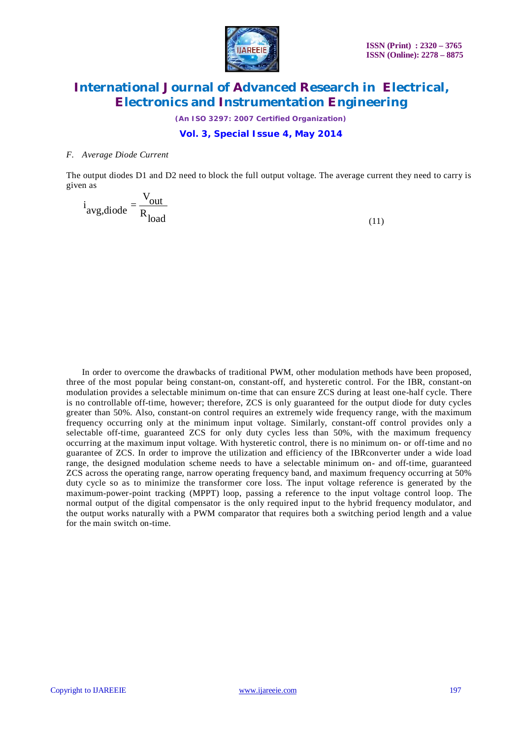### F. Average Diode Current

The output diodes D1 and D2 need to block the full output voltage. The average current they need to carry is given as

$$i_{avg,diode} = \frac{V_{out}}{R_{load}} \tag{11}$$

In order to overcome the drawbacks of traditional PWM, other modulation methods have been proposed, three of the most popular being constant-on, constant-off, and hysteretic control. For the IBR, constant-on modulation provides a selectable minimum on-time that can ensure ZCS during at least one-half cycle. There is no controllable off-time, however; therefore, ZCS is only guaranteed for the output diode for duty cycles greater than 50%. Also, constant-on control requires an extremely wide frequency range, with the maximum frequency occurring only at the minimum input voltage. Similarly, constant-off control provides only a selectable off-time, guaranteed ZCS for only duty cycles less than 50%, with the maximum frequency occurring at the maximum input voltage. With hysteretic control, there is no minimum on- or off-time and no guarantee of ZCS. In order to improve the utilization and efficiency of the IBRconverter under a wide load range, the designed modulation scheme needs to have a selectable minimum on- and off-time, guaranteed ZCS across the operating range, narrow operating frequency band, and maximum frequency occurring at 50% duty cycle so as to minimize the transformer core loss. The input voltage reference is generated by the maximum-power-point tracking (MPPT) loop, passing a reference to the input voltage control loop. The normal output of the digital compensator is the only required input to the hybrid frequency modulator, and the output works naturally with a PWM comparator that requires both a switching period length and a value for the main switch on-time.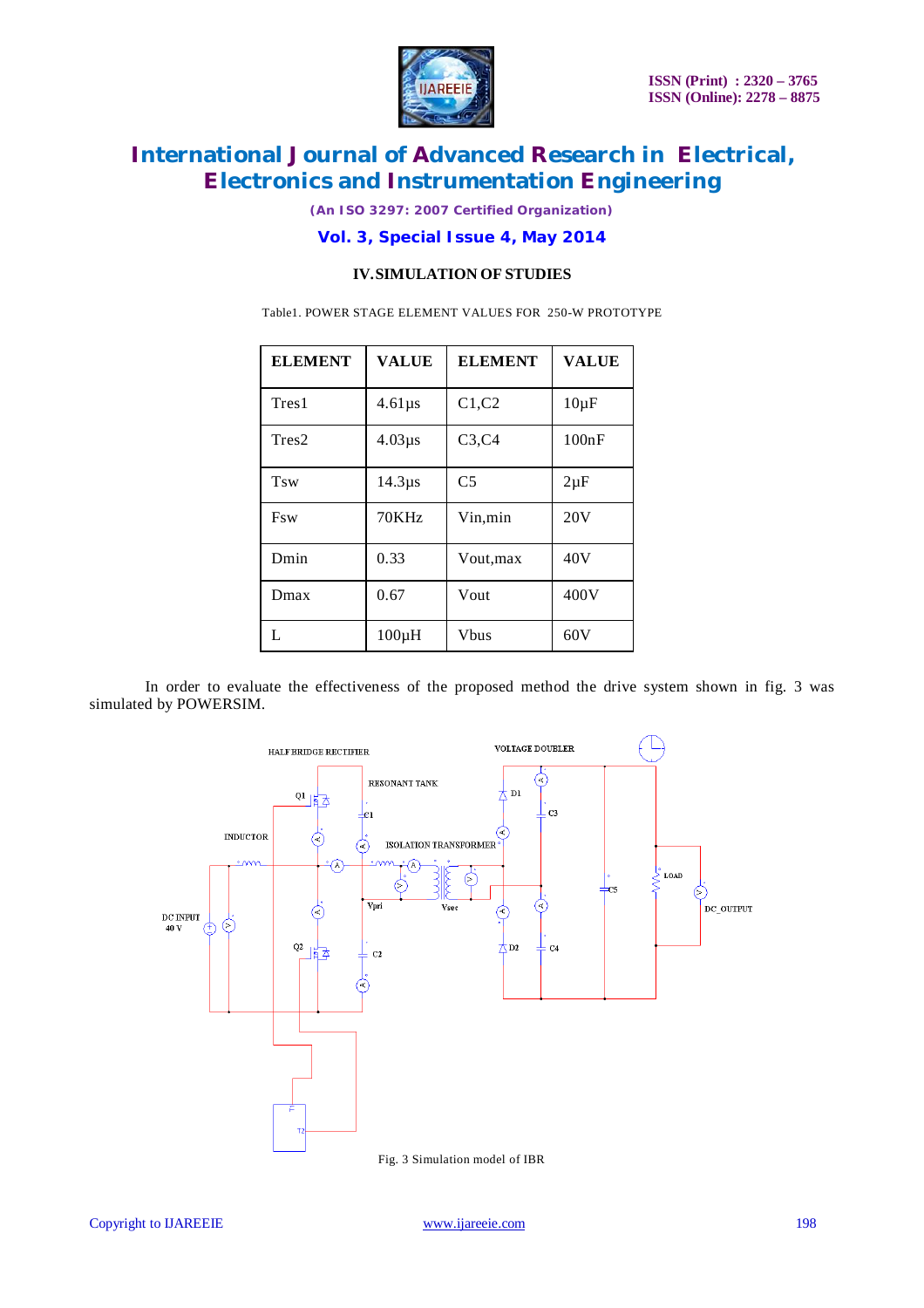## IV. SIMULATION OF STUDIES

Table1. POWER STAGE ELEMENT VALUES FOR 250-W PROTOTYPE

| ELEMENT | VALUE | ELEMENT | VALUE |
|---|---|---|---|
| Tres1 | 4.61µs | C1,C2 | 10µF |
| Tres2 | 4.03µs | C3,C4 | 100nF |
| Tsw | 14.3µs | C5 | 2µF |
| Fsw | 70KHz | Vin,min | 20V |
| Dmin | 0.33 | Vout,max | 40V |
| Dmax | 0.67 | Vout | 400V |
| L | 100µH | Vbus | 60V |

In order to evaluate the effectiveness of the proposed method the drive system shown in fig. 3 was simulated by POWERSIM.

Fig. 3 Simulation model of IBR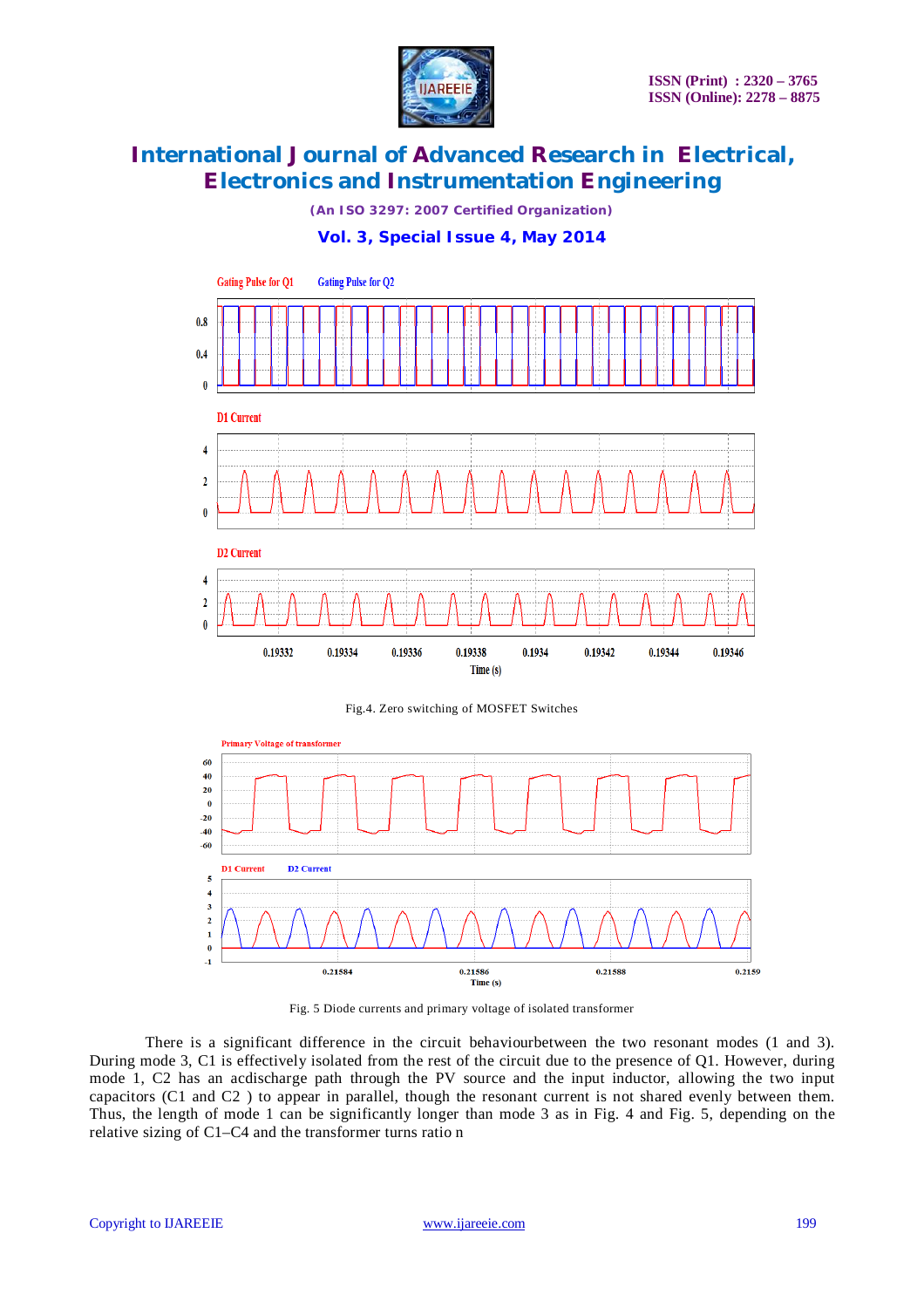Fig.4. Zero switching of MOSFET Switches

Fig. 5 Diode currents and primary voltage of isolated transformer

There is a significant difference in the circuit behaviourbetween the two resonant modes (1 and 3). During mode 3, C1 is effectively isolated from the rest of the circuit due to the presence of Q1. However, during mode 1, C2 has an acdischarge path through the PV source and the input inductor, allowing the two input capacitors (C1 and C2 ) to appear in parallel, though the resonant current is not shared evenly between them. Thus, the length of mode 1 can be significantly longer than mode 3 as in Fig. 4 and Fig. 5, depending on the relative sizing of C1–C4 and the transformer turns ratio n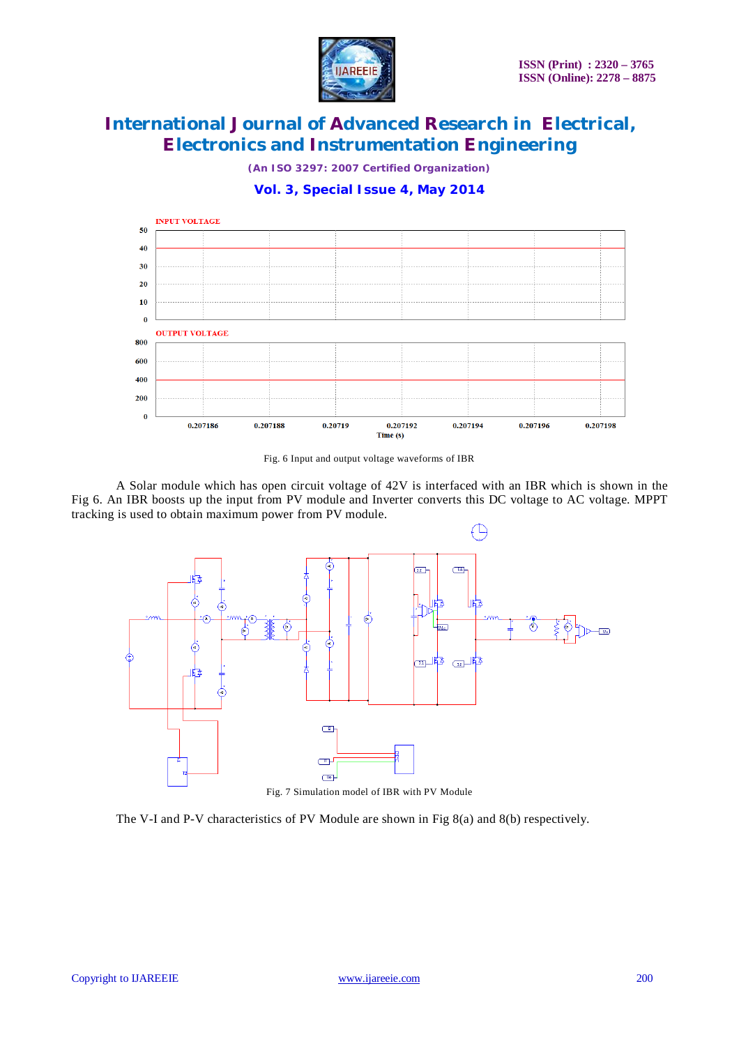Fig. 6 Input and output voltage waveforms of IBR

A Solar module which has open circuit voltage of 42V is interfaced with an IBR which is shown in the Fig 6. An IBR boosts up the input from PV module and Inverter converts this DC voltage to AC voltage. MPPT tracking is used to obtain maximum power from PV module.

Fig. 7 Simulation model of IBR with PV Module

The V-I and P-V characteristics of PV Module are shown in Fig 8(a) and 8(b) respectively.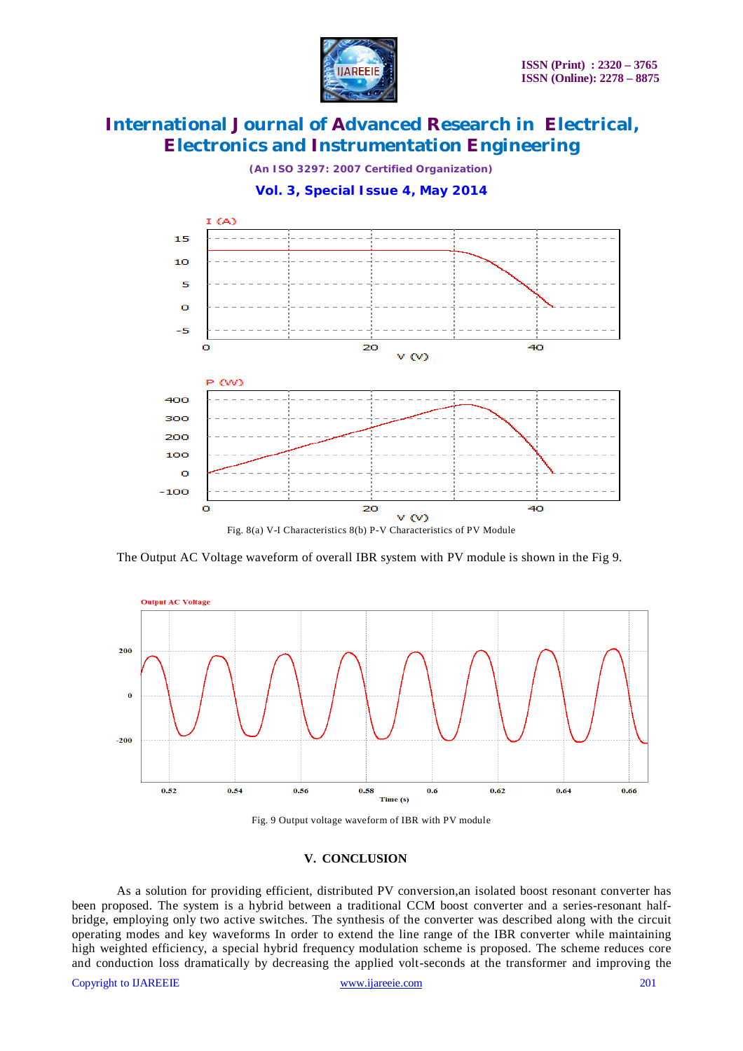Fig. 8(a) V-I Characteristics 8(b) P-V Characteristics of PV Module

The Output AC Voltage waveform of overall IBR system with PV module is shown in the Fig 9.

Fig. 9 Output voltage waveform of IBR with PV module

## V. CONCLUSION

As a solution for providing efficient, distributed PV conversion,an isolated boost resonant converter has been proposed. The system is a hybrid between a traditional CCM boost converter and a series-resonant half-bridge, employing only two active switches. The synthesis of the converter was described along with the circuit operating modes and key waveforms In order to extend the line range of the IBR converter while maintaining high weighted efficiency, a special hybrid frequency modulation scheme is proposed. The scheme reduces core and conduction loss dramatically by decreasing the applied volt-seconds at the transformer and improving the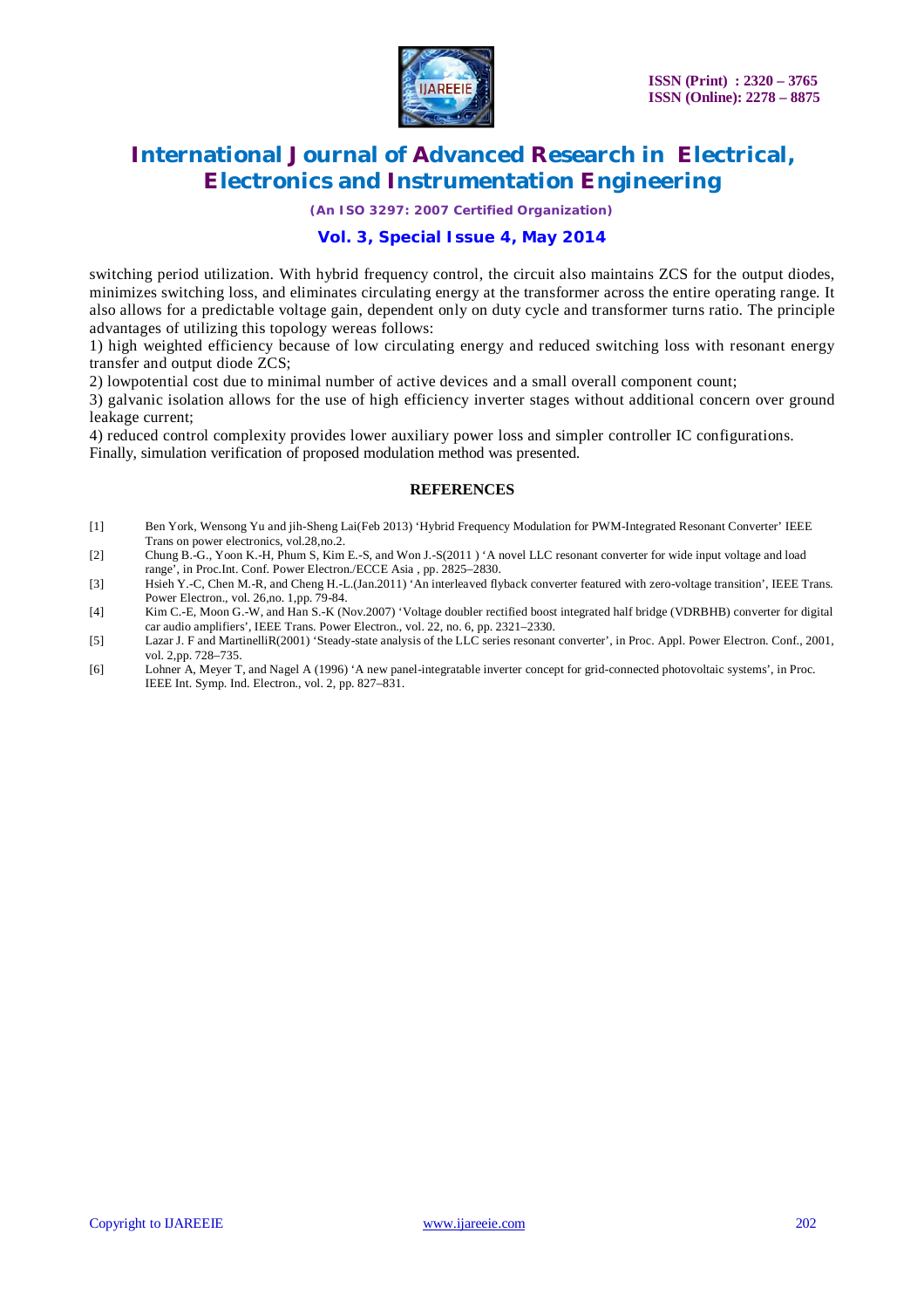switching period utilization. With hybrid frequency control, the circuit also maintains ZCS for the output diodes, minimizes switching loss, and eliminates circulating energy at the transformer across the entire operating range. It also allows for a predictable voltage gain, dependent only on duty cycle and transformer turns ratio. The principle advantages of utilizing this topology wereas follows:

1) high weighted efficiency because of low circulating energy and reduced switching loss with resonant energy transfer and output diode ZCS;

2) lowpotential cost due to minimal number of active devices and a small overall component count;

3) galvanic isolation allows for the use of high efficiency inverter stages without additional concern over ground leakage current;

4) reduced control complexity provides lower auxiliary power loss and simpler controller IC configurations.

Finally, simulation verification of proposed modulation method was presented.

## REFERENCES

[1] Ben York, Wensong Yu and jih-Sheng Lai(Feb 2013) 'Hybrid Frequency Modulation for PWM-Integrated Resonant Converter' IEEE Trans on power electronics, vol.28,no.2.

[2] Chung B.-G., Yoon K.-H, Phum S, Kim E.-S, and Won J.-S(2011 ) 'A novel LLC resonant converter for wide input voltage and load range', in Proc.Int. Conf. Power Electron./ECCE Asia , pp. 2825–2830.

[3] Hsieh Y.-C, Chen M.-R, and Cheng H.-L.(Jan.2011) 'An interleaved flyback converter featured with zero-voltage transition', IEEE Trans. Power Electron., vol. 26,no. 1,pp. 79-84.

[4] Kim C.-E, Moon G.-W, and Han S.-K (Nov.2007) 'Voltage doubler rectified boost integrated half bridge (VDRBHB) converter for digital car audio amplifiers', IEEE Trans. Power Electron., vol. 22, no. 6, pp. 2321–2330.

[5] Lazar J. F and MartinelliR(2001) 'Steady-state analysis of the LLC series resonant converter', in Proc. Appl. Power Electron. Conf., 2001, vol. 2,pp. 728–735.

[6] Lohner A, Meyer T, and Nagel A (1996) 'A new panel-integratable inverter concept for grid-connected photovoltaic systems', in Proc. IEEE Int. Symp. Ind. Electron., vol. 2, pp. 827–831.